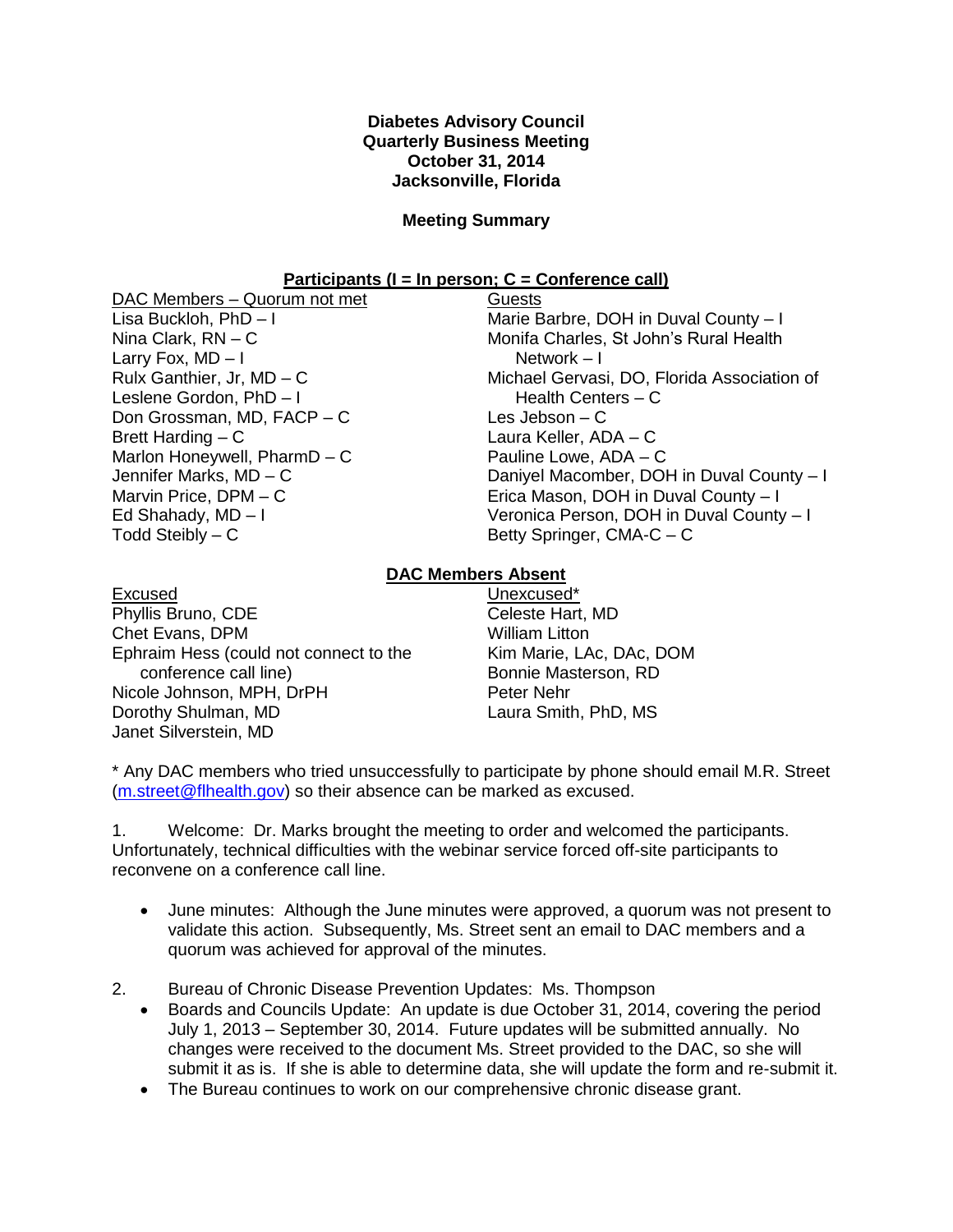**Diabetes Advisory Council**
**Quarterly Business Meeting**
**October 31, 2014**
**Jacksonville, Florida**

**Meeting Summary**

**Participants (I = In person; C = Conference call)**

DAC Members – Quorum not met
Lisa Buckloh, PhD – I
Nina Clark, RN – C
Larry Fox, MD – I
Rulx Ganthier, Jr, MD – C
Leslene Gordon, PhD – I
Don Grossman, MD, FACP – C
Brett Harding – C
Marlon Honeywell, PharmD – C
Jennifer Marks, MD – C
Marvin Price, DPM – C
Ed Shahady, MD – I
Todd Steibly – C

Guests
Marie Barbre, DOH in Duval County – I
Monifa Charles, St John's Rural Health Network – I
Michael Gervasi, DO, Florida Association of Health Centers – C
Les Jebson – C
Laura Keller, ADA – C
Pauline Lowe, ADA – C
Daniyel Macomber, DOH in Duval County – I
Erica Mason, DOH in Duval County – I
Veronica Person, DOH in Duval County – I
Betty Springer, CMA-C – C

**DAC Members Absent**

Excused
Phyllis Bruno, CDE
Chet Evans, DPM
Ephraim Hess (could not connect to the conference call line)
Nicole Johnson, MPH, DrPH
Dorothy Shulman, MD
Janet Silverstein, MD

Unexcused*
Celeste Hart, MD
William Litton
Kim Marie, LAc, DAc, DOM
Bonnie Masterson, RD
Peter Nehr
Laura Smith, PhD, MS

* Any DAC members who tried unsuccessfully to participate by phone should email M.R. Street (m.street@flhealth.gov) so their absence can be marked as excused.

1. Welcome: Dr. Marks brought the meeting to order and welcomed the participants. Unfortunately, technical difficulties with the webinar service forced off-site participants to reconvene on a conference call line.

- June minutes: Although the June minutes were approved, a quorum was not present to validate this action. Subsequently, Ms. Street sent an email to DAC members and a quorum was achieved for approval of the minutes.

2. Bureau of Chronic Disease Prevention Updates: Ms. Thompson
   - Boards and Councils Update: An update is due October 31, 2014, covering the period July 1, 2013 – September 30, 2014. Future updates will be submitted annually. No changes were received to the document Ms. Street provided to the DAC, so she will submit it as is. If she is able to determine data, she will update the form and re-submit it.
   - The Bureau continues to work on our comprehensive chronic disease grant.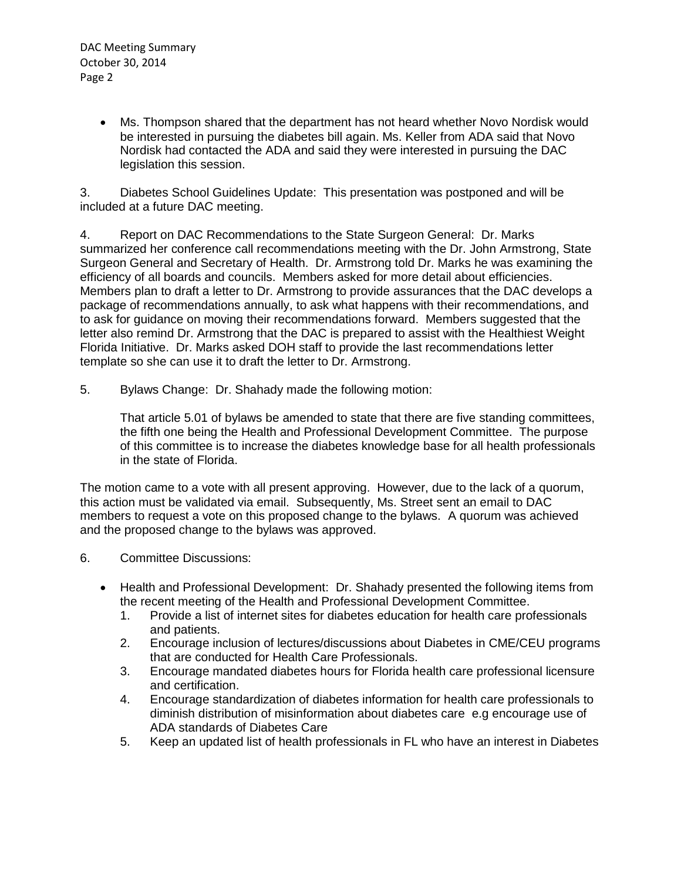- Ms. Thompson shared that the department has not heard whether Novo Nordisk would be interested in pursuing the diabetes bill again. Ms. Keller from ADA said that Novo Nordisk had contacted the ADA and said they were interested in pursuing the DAC legislation this session.

3. Diabetes School Guidelines Update: This presentation was postponed and will be included at a future DAC meeting.

4. Report on DAC Recommendations to the State Surgeon General: Dr. Marks summarized her conference call recommendations meeting with the Dr. John Armstrong, State Surgeon General and Secretary of Health. Dr. Armstrong told Dr. Marks he was examining the efficiency of all boards and councils. Members asked for more detail about efficiencies. Members plan to draft a letter to Dr. Armstrong to provide assurances that the DAC develops a package of recommendations annually, to ask what happens with their recommendations, and to ask for guidance on moving their recommendations forward. Members suggested that the letter also remind Dr. Armstrong that the DAC is prepared to assist with the Healthiest Weight Florida Initiative. Dr. Marks asked DOH staff to provide the last recommendations letter template so she can use it to draft the letter to Dr. Armstrong.

5. Bylaws Change: Dr. Shahady made the following motion:

> That article 5.01 of bylaws be amended to state that there are five standing committees, the fifth one being the Health and Professional Development Committee. The purpose of this committee is to increase the diabetes knowledge base for all health professionals in the state of Florida.

The motion came to a vote with all present approving. However, due to the lack of a quorum, this action must be validated via email. Subsequently, Ms. Street sent an email to DAC members to request a vote on this proposed change to the bylaws. A quorum was achieved and the proposed change to the bylaws was approved.

6. Committee Discussions:

- Health and Professional Development: Dr. Shahady presented the following items from the recent meeting of the Health and Professional Development Committee.
  1. Provide a list of internet sites for diabetes education for health care professionals and patients.
  2. Encourage inclusion of lectures/discussions about Diabetes in CME/CEU programs that are conducted for Health Care Professionals.
  3. Encourage mandated diabetes hours for Florida health care professional licensure and certification.
  4. Encourage standardization of diabetes information for health care professionals to diminish distribution of misinformation about diabetes care e.g encourage use of ADA standards of Diabetes Care
  5. Keep an updated list of health professionals in FL who have an interest in Diabetes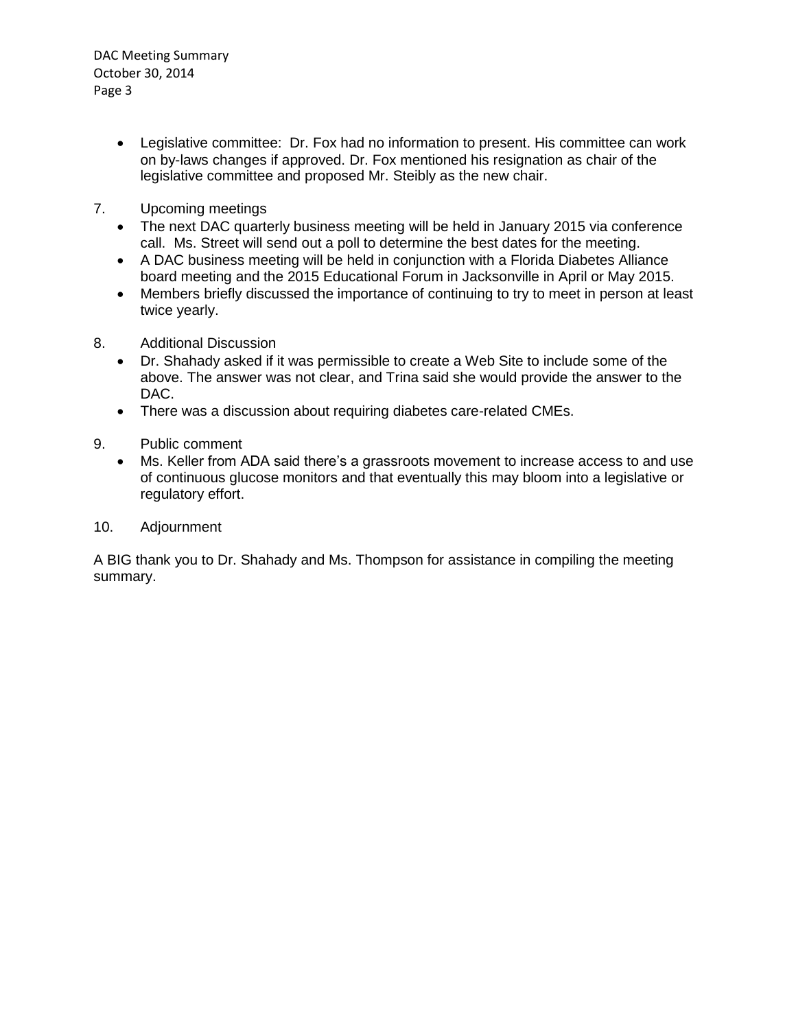- Legislative committee: Dr. Fox had no information to present. His committee can work on by-laws changes if approved. Dr. Fox mentioned his resignation as chair of the legislative committee and proposed Mr. Steibly as the new chair.

7. Upcoming meetings
   - The next DAC quarterly business meeting will be held in January 2015 via conference call. Ms. Street will send out a poll to determine the best dates for the meeting.
   - A DAC business meeting will be held in conjunction with a Florida Diabetes Alliance board meeting and the 2015 Educational Forum in Jacksonville in April or May 2015.
   - Members briefly discussed the importance of continuing to try to meet in person at least twice yearly.

8. Additional Discussion
   - Dr. Shahady asked if it was permissible to create a Web Site to include some of the above. The answer was not clear, and Trina said she would provide the answer to the DAC.
   - There was a discussion about requiring diabetes care-related CMEs.

9. Public comment
   - Ms. Keller from ADA said there's a grassroots movement to increase access to and use of continuous glucose monitors and that eventually this may bloom into a legislative or regulatory effort.

10. Adjournment

A BIG thank you to Dr. Shahady and Ms. Thompson for assistance in compiling the meeting summary.